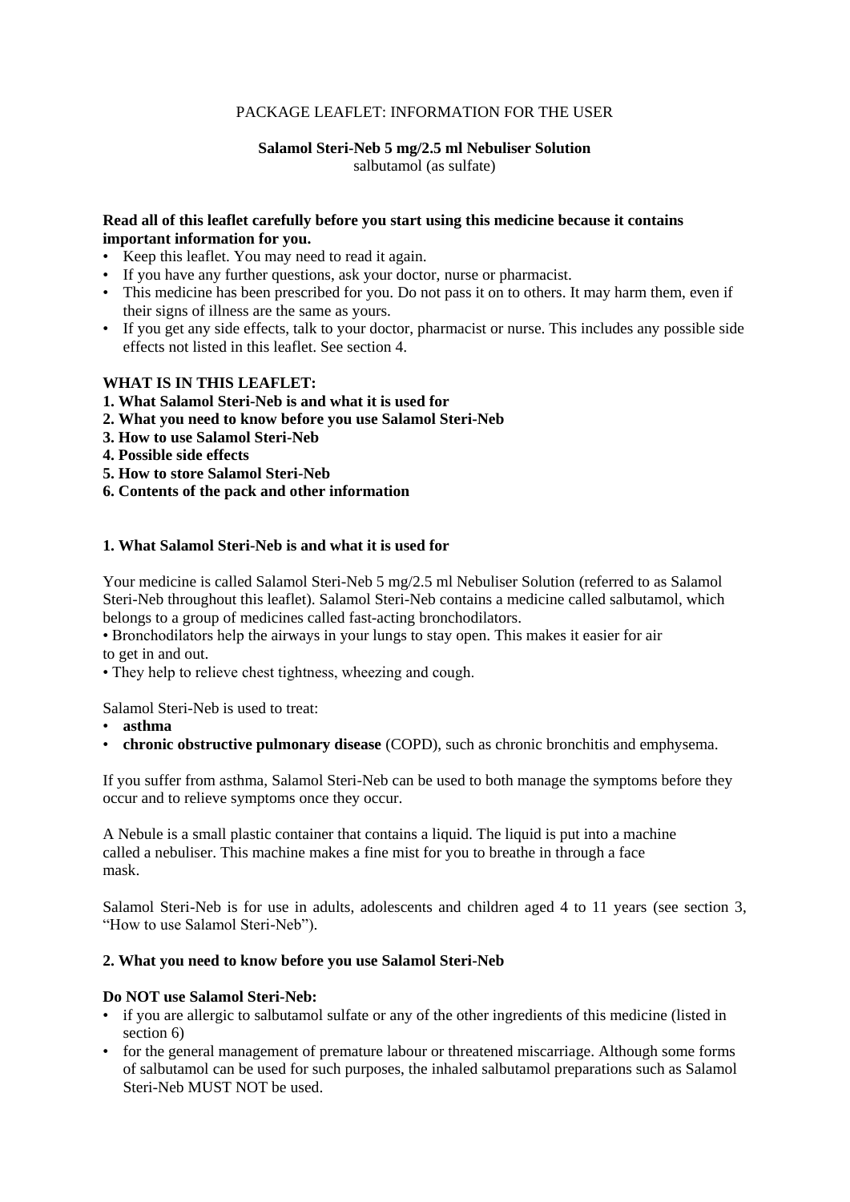PACKAGE LEAFLET: INFORMATION FOR THE USER

**Salamol Steri-Neb 5 mg/2.5 ml Nebuliser Solution**
salbutamol (as sulfate)

**Read all of this leaflet carefully before you start using this medicine because it contains important information for you.**

- Keep this leaflet. You may need to read it again.
- If you have any further questions, ask your doctor, nurse or pharmacist.
- This medicine has been prescribed for you. Do not pass it on to others. It may harm them, even if their signs of illness are the same as yours.
- If you get any side effects, talk to your doctor, pharmacist or nurse. This includes any possible side effects not listed in this leaflet. See section 4.

**WHAT IS IN THIS LEAFLET:**
**1. What Salamol Steri-Neb is and what it is used for**
**2. What you need to know before you use Salamol Steri-Neb**
**3. How to use Salamol Steri-Neb**
**4. Possible side effects**
**5. How to store Salamol Steri-Neb**
**6. Contents of the pack and other information**

## 1. What Salamol Steri-Neb is and what it is used for

Your medicine is called Salamol Steri-Neb 5 mg/2.5 ml Nebuliser Solution (referred to as Salamol Steri-Neb throughout this leaflet). Salamol Steri-Neb contains a medicine called salbutamol, which belongs to a group of medicines called fast-acting bronchodilators.

- Bronchodilators help the airways in your lungs to stay open. This makes it easier for air to get in and out.
- They help to relieve chest tightness, wheezing and cough.

Salamol Steri-Neb is used to treat:

- **asthma**
- **chronic obstructive pulmonary disease** (COPD), such as chronic bronchitis and emphysema.

If you suffer from asthma, Salamol Steri-Neb can be used to both manage the symptoms before they occur and to relieve symptoms once they occur.

A Nebule is a small plastic container that contains a liquid. The liquid is put into a machine called a nebuliser. This machine makes a fine mist for you to breathe in through a face mask.

Salamol Steri-Neb is for use in adults, adolescents and children aged 4 to 11 years (see section 3, "How to use Salamol Steri-Neb").

## 2. What you need to know before you use Salamol Steri-Neb

**Do NOT use Salamol Steri-Neb:**

- if you are allergic to salbutamol sulfate or any of the other ingredients of this medicine (listed in section 6)
- for the general management of premature labour or threatened miscarriage. Although some forms of salbutamol can be used for such purposes, the inhaled salbutamol preparations such as Salamol Steri-Neb MUST NOT be used.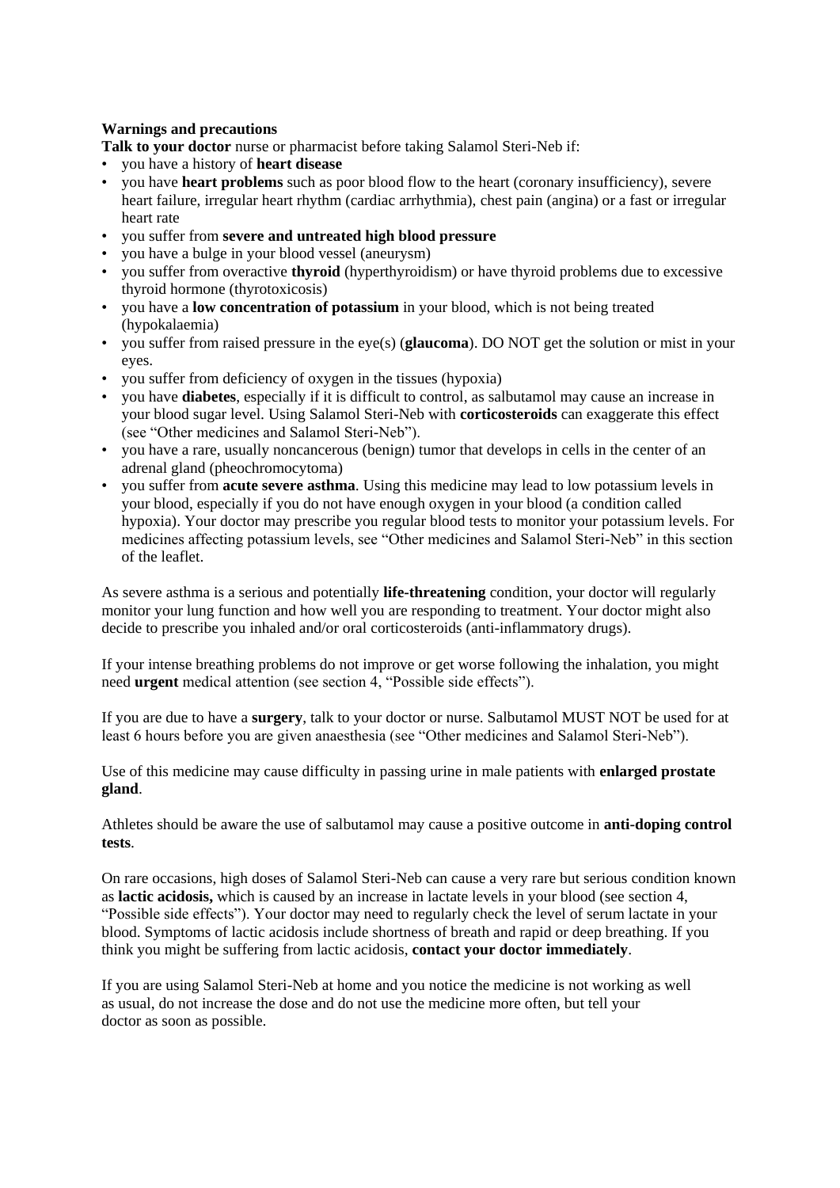**Warnings and precautions**

**Talk to your doctor** nurse or pharmacist before taking Salamol Steri-Neb if:

- you have a history of **heart disease**
- you have **heart problems** such as poor blood flow to the heart (coronary insufficiency), severe heart failure, irregular heart rhythm (cardiac arrhythmia), chest pain (angina) or a fast or irregular heart rate
- you suffer from **severe and untreated high blood pressure**
- you have a bulge in your blood vessel (aneurysm)
- you suffer from overactive **thyroid** (hyperthyroidism) or have thyroid problems due to excessive thyroid hormone (thyrotoxicosis)
- you have a **low concentration of potassium** in your blood, which is not being treated (hypokalaemia)
- you suffer from raised pressure in the eye(s) (**glaucoma**). DO NOT get the solution or mist in your eyes.
- you suffer from deficiency of oxygen in the tissues (hypoxia)
- you have **diabetes**, especially if it is difficult to control, as salbutamol may cause an increase in your blood sugar level. Using Salamol Steri-Neb with **corticosteroids** can exaggerate this effect (see "Other medicines and Salamol Steri-Neb").
- you have a rare, usually noncancerous (benign) tumor that develops in cells in the center of an adrenal gland (pheochromocytoma)
- you suffer from **acute severe asthma**. Using this medicine may lead to low potassium levels in your blood, especially if you do not have enough oxygen in your blood (a condition called hypoxia). Your doctor may prescribe you regular blood tests to monitor your potassium levels. For medicines affecting potassium levels, see "Other medicines and Salamol Steri-Neb" in this section of the leaflet.

As severe asthma is a serious and potentially **life-threatening** condition, your doctor will regularly monitor your lung function and how well you are responding to treatment. Your doctor might also decide to prescribe you inhaled and/or oral corticosteroids (anti-inflammatory drugs).

If your intense breathing problems do not improve or get worse following the inhalation, you might need **urgent** medical attention (see section 4, "Possible side effects").

If you are due to have a **surgery**, talk to your doctor or nurse. Salbutamol MUST NOT be used for at least 6 hours before you are given anaesthesia (see "Other medicines and Salamol Steri-Neb").

Use of this medicine may cause difficulty in passing urine in male patients with **enlarged prostate gland**.

Athletes should be aware the use of salbutamol may cause a positive outcome in **anti-doping control tests**.

On rare occasions, high doses of Salamol Steri-Neb can cause a very rare but serious condition known as **lactic acidosis,** which is caused by an increase in lactate levels in your blood (see section 4, "Possible side effects"). Your doctor may need to regularly check the level of serum lactate in your blood. Symptoms of lactic acidosis include shortness of breath and rapid or deep breathing. If you think you might be suffering from lactic acidosis, **contact your doctor immediately**.

If you are using Salamol Steri-Neb at home and you notice the medicine is not working as well as usual, do not increase the dose and do not use the medicine more often, but tell your doctor as soon as possible.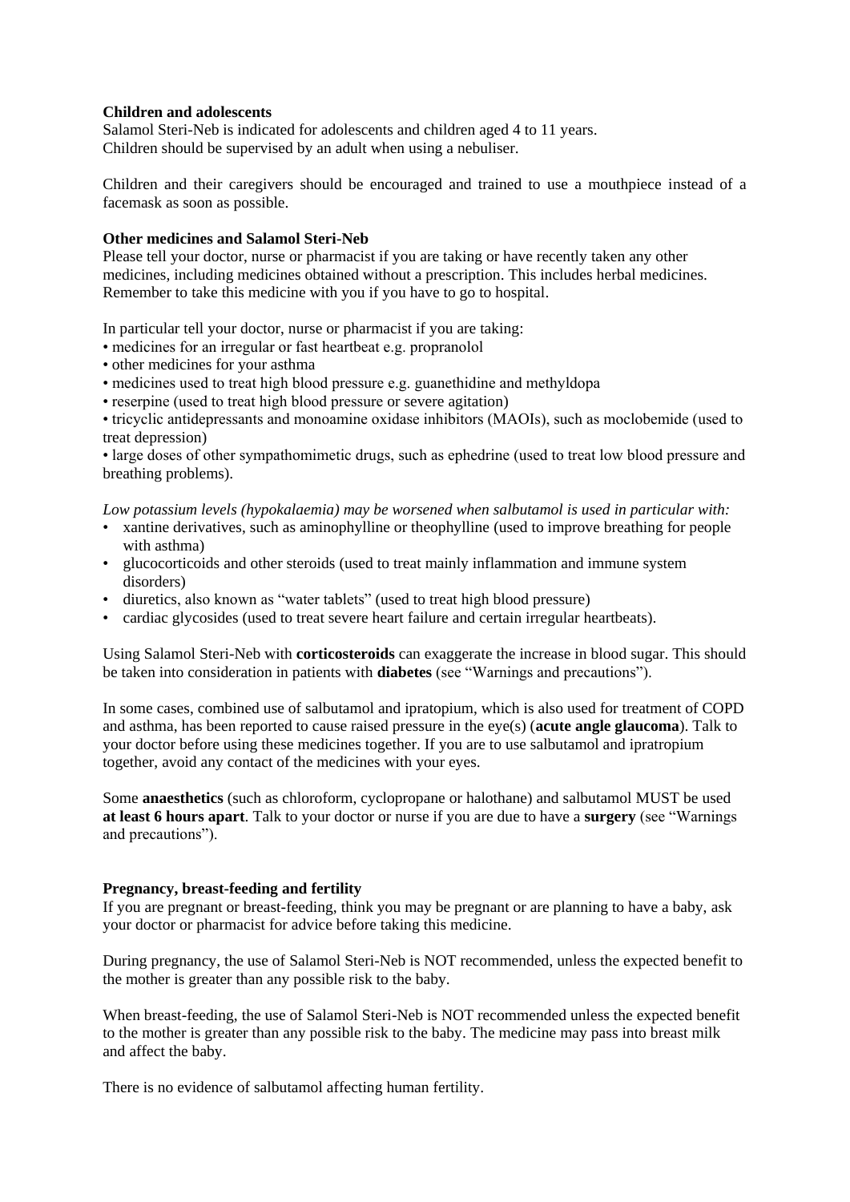**Children and adolescents**

Salamol Steri-Neb is indicated for adolescents and children aged 4 to 11 years.
Children should be supervised by an adult when using a nebuliser.

Children and their caregivers should be encouraged and trained to use a mouthpiece instead of a facemask as soon as possible.

**Other medicines and Salamol Steri-Neb**

Please tell your doctor, nurse or pharmacist if you are taking or have recently taken any other medicines, including medicines obtained without a prescription. This includes herbal medicines. Remember to take this medicine with you if you have to go to hospital.

In particular tell your doctor, nurse or pharmacist if you are taking:

- medicines for an irregular or fast heartbeat e.g. propranolol
- other medicines for your asthma
- medicines used to treat high blood pressure e.g. guanethidine and methyldopa
- reserpine (used to treat high blood pressure or severe agitation)
- tricyclic antidepressants and monoamine oxidase inhibitors (MAOIs), such as moclobemide (used to treat depression)
- large doses of other sympathomimetic drugs, such as ephedrine (used to treat low blood pressure and breathing problems).

*Low potassium levels (hypokalaemia) may be worsened when salbutamol is used in particular with:*

- xantine derivatives, such as aminophylline or theophylline (used to improve breathing for people with asthma)
- glucocorticoids and other steroids (used to treat mainly inflammation and immune system disorders)
- diuretics, also known as "water tablets" (used to treat high blood pressure)
- cardiac glycosides (used to treat severe heart failure and certain irregular heartbeats).

Using Salamol Steri-Neb with **corticosteroids** can exaggerate the increase in blood sugar. This should be taken into consideration in patients with **diabetes** (see "Warnings and precautions").

In some cases, combined use of salbutamol and ipratopium, which is also used for treatment of COPD and asthma, has been reported to cause raised pressure in the eye(s) (**acute angle glaucoma**). Talk to your doctor before using these medicines together. If you are to use salbutamol and ipratropium together, avoid any contact of the medicines with your eyes.

Some **anaesthetics** (such as chloroform, cyclopropane or halothane) and salbutamol MUST be used **at least 6 hours apart**. Talk to your doctor or nurse if you are due to have a **surgery** (see "Warnings and precautions").

**Pregnancy, breast-feeding and fertility**

If you are pregnant or breast-feeding, think you may be pregnant or are planning to have a baby, ask your doctor or pharmacist for advice before taking this medicine.

During pregnancy, the use of Salamol Steri-Neb is NOT recommended, unless the expected benefit to the mother is greater than any possible risk to the baby.

When breast-feeding, the use of Salamol Steri-Neb is NOT recommended unless the expected benefit to the mother is greater than any possible risk to the baby. The medicine may pass into breast milk and affect the baby.

There is no evidence of salbutamol affecting human fertility.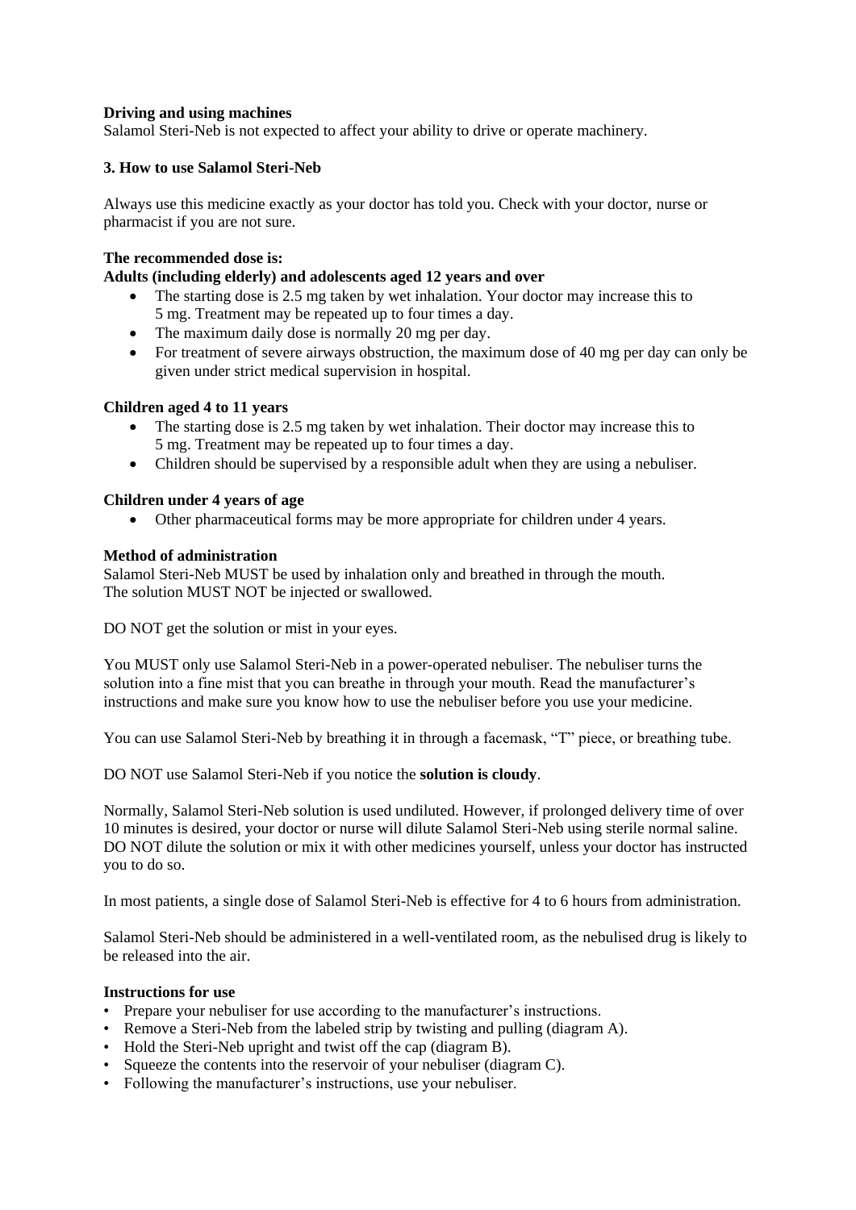**Driving and using machines**

Salamol Steri-Neb is not expected to affect your ability to drive or operate machinery.

**3. How to use Salamol Steri-Neb**

Always use this medicine exactly as your doctor has told you. Check with your doctor, nurse or pharmacist if you are not sure.

**The recommended dose is:**

**Adults (including elderly) and adolescents aged 12 years and over**

- The starting dose is 2.5 mg taken by wet inhalation. Your doctor may increase this to 5 mg. Treatment may be repeated up to four times a day.
- The maximum daily dose is normally 20 mg per day.
- For treatment of severe airways obstruction, the maximum dose of 40 mg per day can only be given under strict medical supervision in hospital.

**Children aged 4 to 11 years**

- The starting dose is 2.5 mg taken by wet inhalation. Their doctor may increase this to 5 mg. Treatment may be repeated up to four times a day.
- Children should be supervised by a responsible adult when they are using a nebuliser.

**Children under 4 years of age**

- Other pharmaceutical forms may be more appropriate for children under 4 years.

**Method of administration**

Salamol Steri-Neb MUST be used by inhalation only and breathed in through the mouth.
The solution MUST NOT be injected or swallowed.

DO NOT get the solution or mist in your eyes.

You MUST only use Salamol Steri-Neb in a power-operated nebuliser. The nebuliser turns the solution into a fine mist that you can breathe in through your mouth. Read the manufacturer's instructions and make sure you know how to use the nebuliser before you use your medicine.

You can use Salamol Steri-Neb by breathing it in through a facemask, "T" piece, or breathing tube.

DO NOT use Salamol Steri-Neb if you notice the **solution is cloudy**.

Normally, Salamol Steri-Neb solution is used undiluted. However, if prolonged delivery time of over 10 minutes is desired, your doctor or nurse will dilute Salamol Steri-Neb using sterile normal saline. DO NOT dilute the solution or mix it with other medicines yourself, unless your doctor has instructed you to do so.

In most patients, a single dose of Salamol Steri-Neb is effective for 4 to 6 hours from administration.

Salamol Steri-Neb should be administered in a well-ventilated room, as the nebulised drug is likely to be released into the air.

**Instructions for use**

- Prepare your nebuliser for use according to the manufacturer's instructions.
- Remove a Steri-Neb from the labeled strip by twisting and pulling (diagram A).
- Hold the Steri-Neb upright and twist off the cap (diagram B).
- Squeeze the contents into the reservoir of your nebuliser (diagram C).
- Following the manufacturer's instructions, use your nebuliser.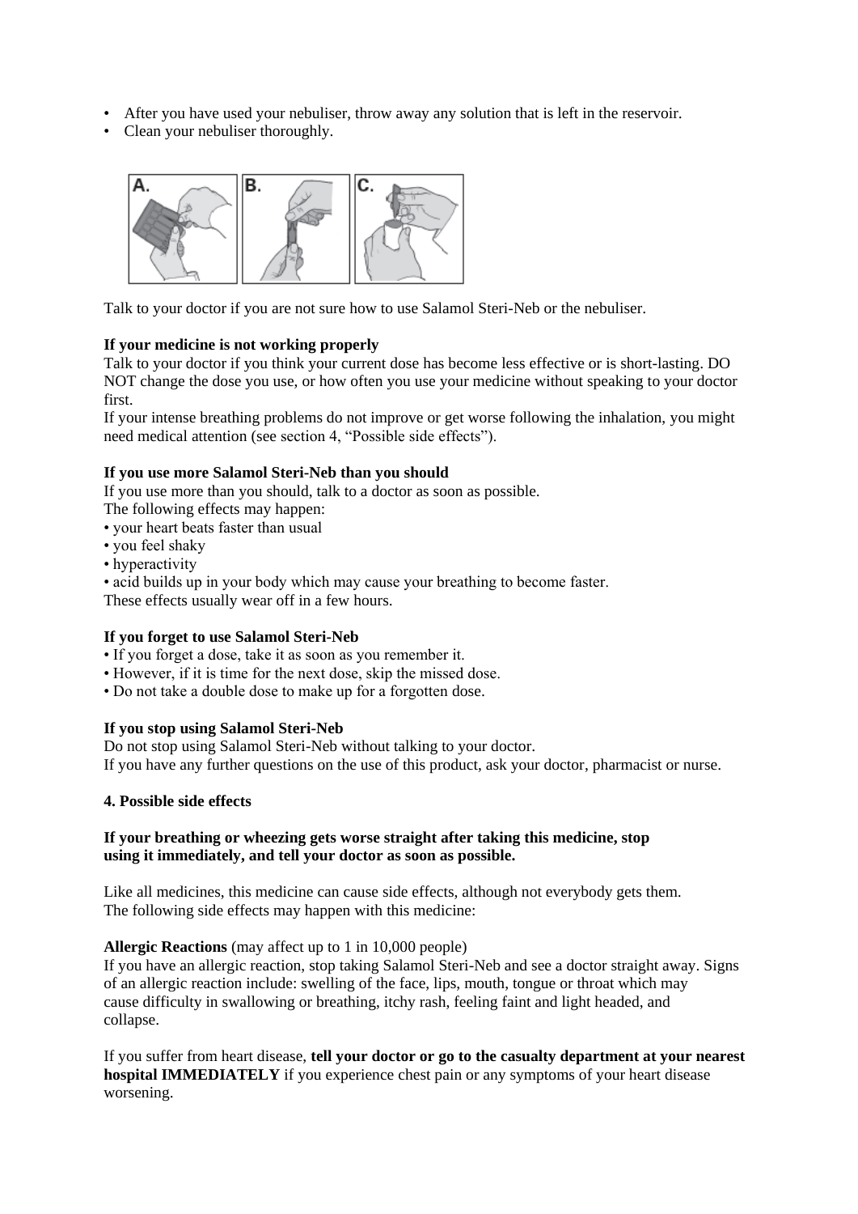- After you have used your nebuliser, throw away any solution that is left in the reservoir.
- Clean your nebuliser thoroughly.

Talk to your doctor if you are not sure how to use Salamol Steri-Neb or the nebuliser.

**If your medicine is not working properly**

Talk to your doctor if you think your current dose has become less effective or is short-lasting. DO NOT change the dose you use, or how often you use your medicine without speaking to your doctor first.

If your intense breathing problems do not improve or get worse following the inhalation, you might need medical attention (see section 4, "Possible side effects").

**If you use more Salamol Steri-Neb than you should**

If you use more than you should, talk to a doctor as soon as possible.

The following effects may happen:

- your heart beats faster than usual
- you feel shaky
- hyperactivity
- acid builds up in your body which may cause your breathing to become faster.

These effects usually wear off in a few hours.

**If you forget to use Salamol Steri-Neb**

- If you forget a dose, take it as soon as you remember it.
- However, if it is time for the next dose, skip the missed dose.
- Do not take a double dose to make up for a forgotten dose.

**If you stop using Salamol Steri-Neb**

Do not stop using Salamol Steri-Neb without talking to your doctor.

If you have any further questions on the use of this product, ask your doctor, pharmacist or nurse.

## 4. Possible side effects

**If your breathing or wheezing gets worse straight after taking this medicine, stop using it immediately, and tell your doctor as soon as possible.**

Like all medicines, this medicine can cause side effects, although not everybody gets them.
The following side effects may happen with this medicine:

**Allergic Reactions** (may affect up to 1 in 10,000 people)

If you have an allergic reaction, stop taking Salamol Steri-Neb and see a doctor straight away. Signs of an allergic reaction include: swelling of the face, lips, mouth, tongue or throat which may cause difficulty in swallowing or breathing, itchy rash, feeling faint and light headed, and collapse.

If you suffer from heart disease, **tell your doctor or go to the casualty department at your nearest hospital IMMEDIATELY** if you experience chest pain or any symptoms of your heart disease worsening.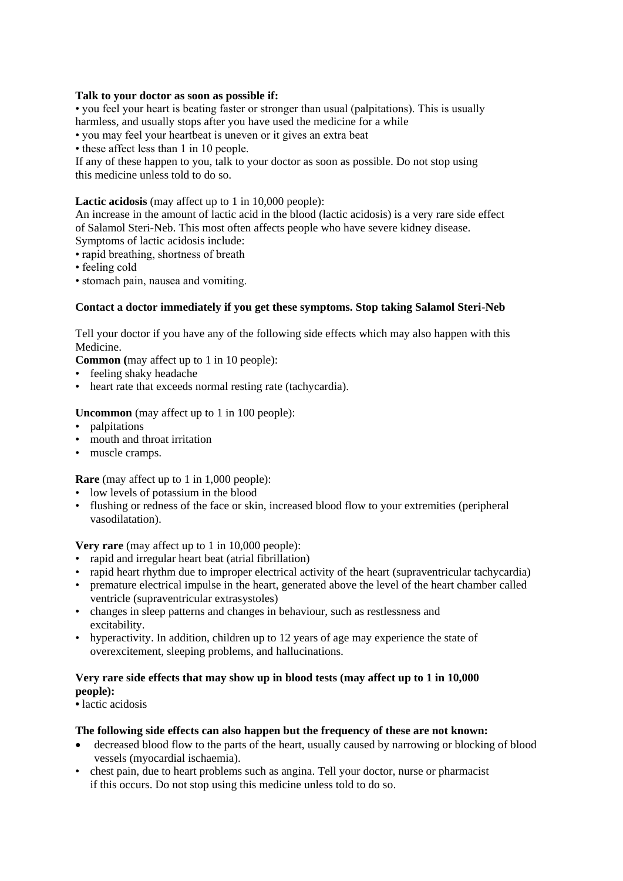**Talk to your doctor as soon as possible if:**

- you feel your heart is beating faster or stronger than usual (palpitations). This is usually harmless, and usually stops after you have used the medicine for a while
- you may feel your heartbeat is uneven or it gives an extra beat
- these affect less than 1 in 10 people.

If any of these happen to you, talk to your doctor as soon as possible. Do not stop using this medicine unless told to do so.

**Lactic acidosis** (may affect up to 1 in 10,000 people):

An increase in the amount of lactic acid in the blood (lactic acidosis) is a very rare side effect of Salamol Steri-Neb. This most often affects people who have severe kidney disease.

Symptoms of lactic acidosis include:

- rapid breathing, shortness of breath
- feeling cold
- stomach pain, nausea and vomiting.

**Contact a doctor immediately if you get these symptoms. Stop taking Salamol Steri-Neb**

Tell your doctor if you have any of the following side effects which may also happen with this Medicine.

**Common (**may affect up to 1 in 10 people):

- feeling shaky headache
- heart rate that exceeds normal resting rate (tachycardia).

**Uncommon** (may affect up to 1 in 100 people):

- palpitations
- mouth and throat irritation
- muscle cramps.

**Rare** (may affect up to 1 in 1,000 people):

- low levels of potassium in the blood
- flushing or redness of the face or skin, increased blood flow to your extremities (peripheral vasodilatation).

**Very rare** (may affect up to 1 in 10,000 people):

- rapid and irregular heart beat (atrial fibrillation)
- rapid heart rhythm due to improper electrical activity of the heart (supraventricular tachycardia)
- premature electrical impulse in the heart, generated above the level of the heart chamber called ventricle (supraventricular extrasystoles)
- changes in sleep patterns and changes in behaviour, such as restlessness and excitability.
- hyperactivity. In addition, children up to 12 years of age may experience the state of overexcitement, sleeping problems, and hallucinations.

**Very rare side effects that may show up in blood tests (may affect up to 1 in 10,000 people):**

- lactic acidosis

**The following side effects can also happen but the frequency of these are not known:**

- decreased blood flow to the parts of the heart, usually caused by narrowing or blocking of blood vessels (myocardial ischaemia).
- chest pain, due to heart problems such as angina. Tell your doctor, nurse or pharmacist if this occurs. Do not stop using this medicine unless told to do so.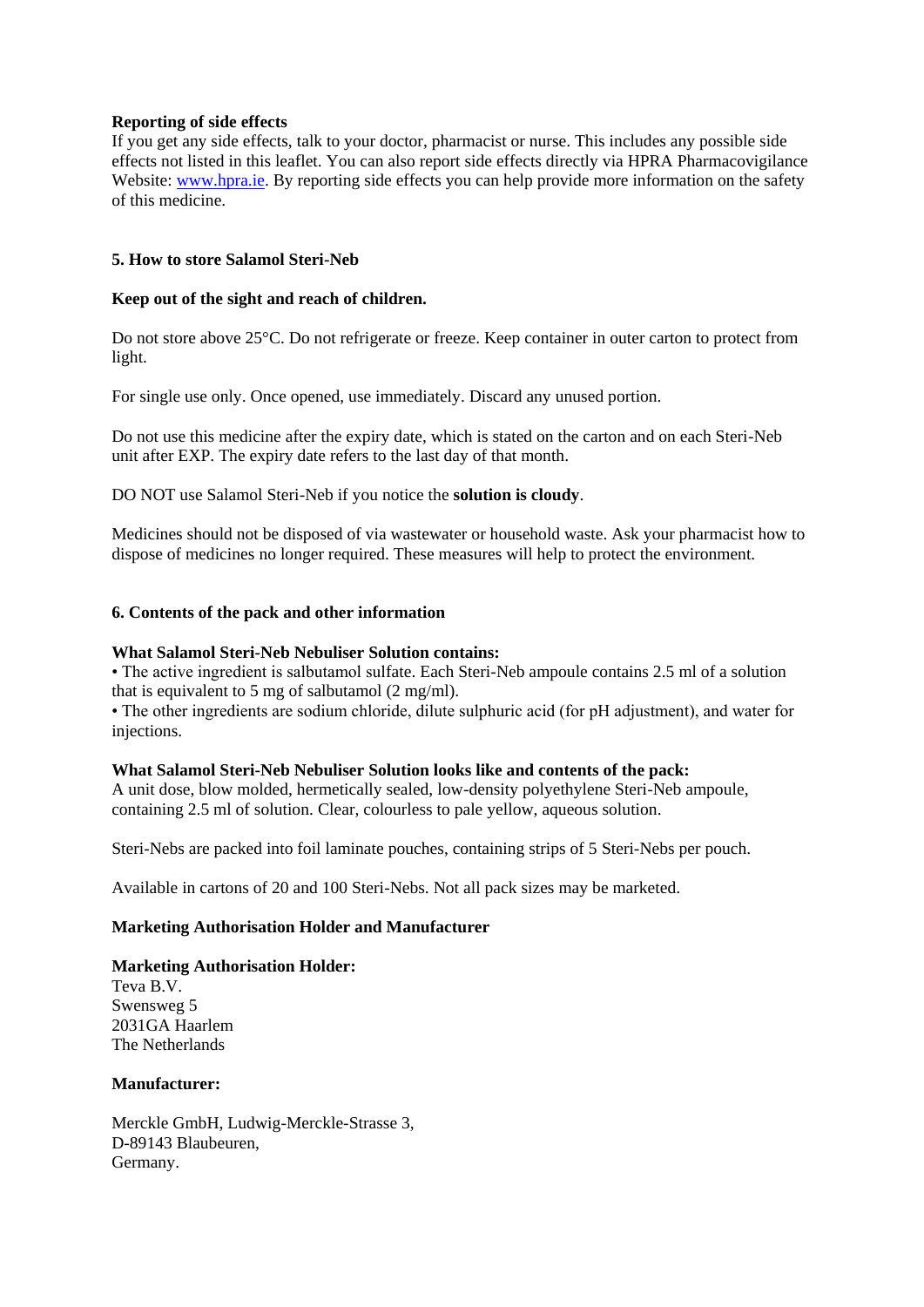**Reporting of side effects**
If you get any side effects, talk to your doctor, pharmacist or nurse. This includes any possible side effects not listed in this leaflet. You can also report side effects directly via HPRA Pharmacovigilance Website: [www.hpra.ie](http://www.hpra.ie). By reporting side effects you can help provide more information on the safety of this medicine.

## 5. How to store Salamol Steri-Neb

**Keep out of the sight and reach of children.**

Do not store above 25°C. Do not refrigerate or freeze. Keep container in outer carton to protect from light.

For single use only. Once opened, use immediately. Discard any unused portion.

Do not use this medicine after the expiry date, which is stated on the carton and on each Steri-Neb unit after EXP. The expiry date refers to the last day of that month.

DO NOT use Salamol Steri-Neb if you notice the **solution is cloudy**.

Medicines should not be disposed of via wastewater or household waste. Ask your pharmacist how to dispose of medicines no longer required. These measures will help to protect the environment.

## 6. Contents of the pack and other information

**What Salamol Steri-Neb Nebuliser Solution contains:**

- The active ingredient is salbutamol sulfate. Each Steri-Neb ampoule contains 2.5 ml of a solution that is equivalent to 5 mg of salbutamol (2 mg/ml).
- The other ingredients are sodium chloride, dilute sulphuric acid (for pH adjustment), and water for injections.

**What Salamol Steri-Neb Nebuliser Solution looks like and contents of the pack:**
A unit dose, blow molded, hermetically sealed, low-density polyethylene Steri-Neb ampoule, containing 2.5 ml of solution. Clear, colourless to pale yellow, aqueous solution.

Steri-Nebs are packed into foil laminate pouches, containing strips of 5 Steri-Nebs per pouch.

Available in cartons of 20 and 100 Steri-Nebs. Not all pack sizes may be marketed.

**Marketing Authorisation Holder and Manufacturer**

**Marketing Authorisation Holder:**
Teva B.V.
Swensweg 5
2031GA Haarlem
The Netherlands

**Manufacturer:**

Merckle GmbH, Ludwig-Merckle-Strasse 3,
D-89143 Blaubeuren,
Germany.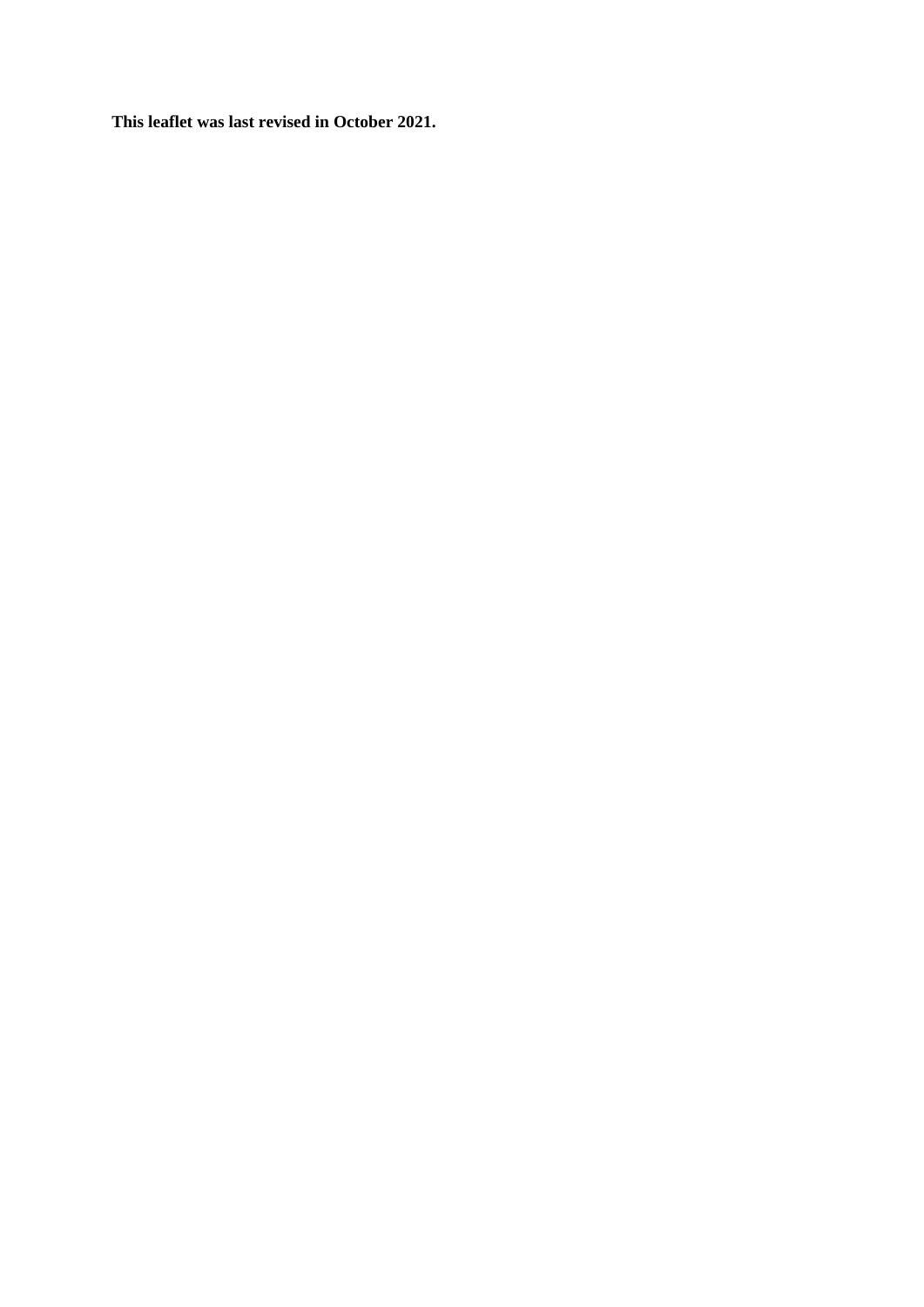**This leaflet was last revised in October 2021.**